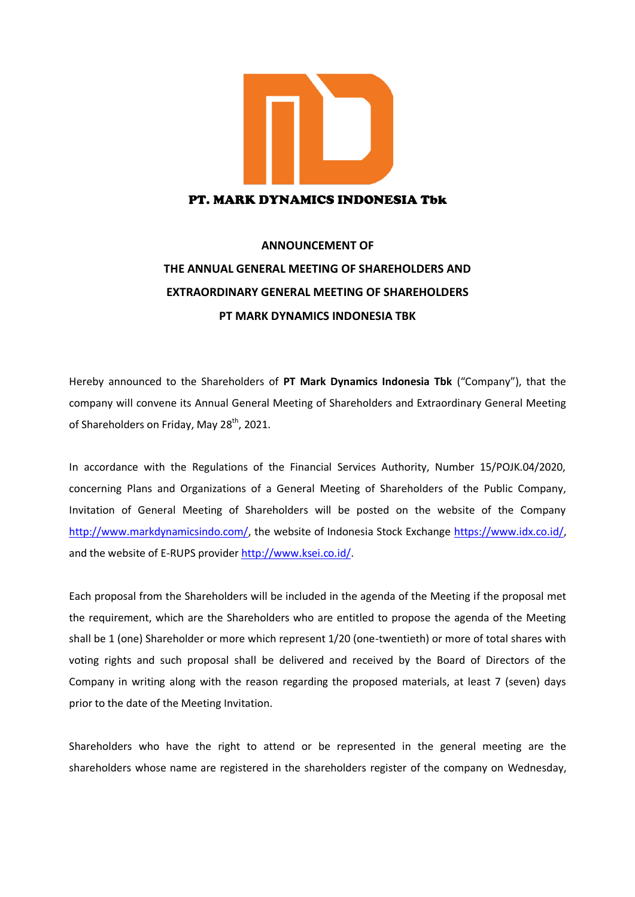PT. MARK DYNAMICS INDONESIA Tbk

# ANNOUNCEMENT OF THE ANNUAL GENERAL MEETING OF SHAREHOLDERS AND EXTRAORDINARY GENERAL MEETING OF SHAREHOLDERS PT MARK DYNAMICS INDONESIA TBK

Hereby announced to the Shareholders of **PT Mark Dynamics Indonesia Tbk** ("Company"), that the company will convene its Annual General Meeting of Shareholders and Extraordinary General Meeting of Shareholders on Friday, May 28th, 2021.

In accordance with the Regulations of the Financial Services Authority, Number 15/POJK.04/2020, concerning Plans and Organizations of a General Meeting of Shareholders of the Public Company, Invitation of General Meeting of Shareholders will be posted on the website of the Company http://www.markdynamicsindo.com/, the website of Indonesia Stock Exchange https://www.idx.co.id/, and the website of E-RUPS provider http://www.ksei.co.id/.

Each proposal from the Shareholders will be included in the agenda of the Meeting if the proposal met the requirement, which are the Shareholders who are entitled to propose the agenda of the Meeting shall be 1 (one) Shareholder or more which represent 1/20 (one-twentieth) or more of total shares with voting rights and such proposal shall be delivered and received by the Board of Directors of the Company in writing along with the reason regarding the proposed materials, at least 7 (seven) days prior to the date of the Meeting Invitation.

Shareholders who have the right to attend or be represented in the general meeting are the shareholders whose name are registered in the shareholders register of the company on Wednesday,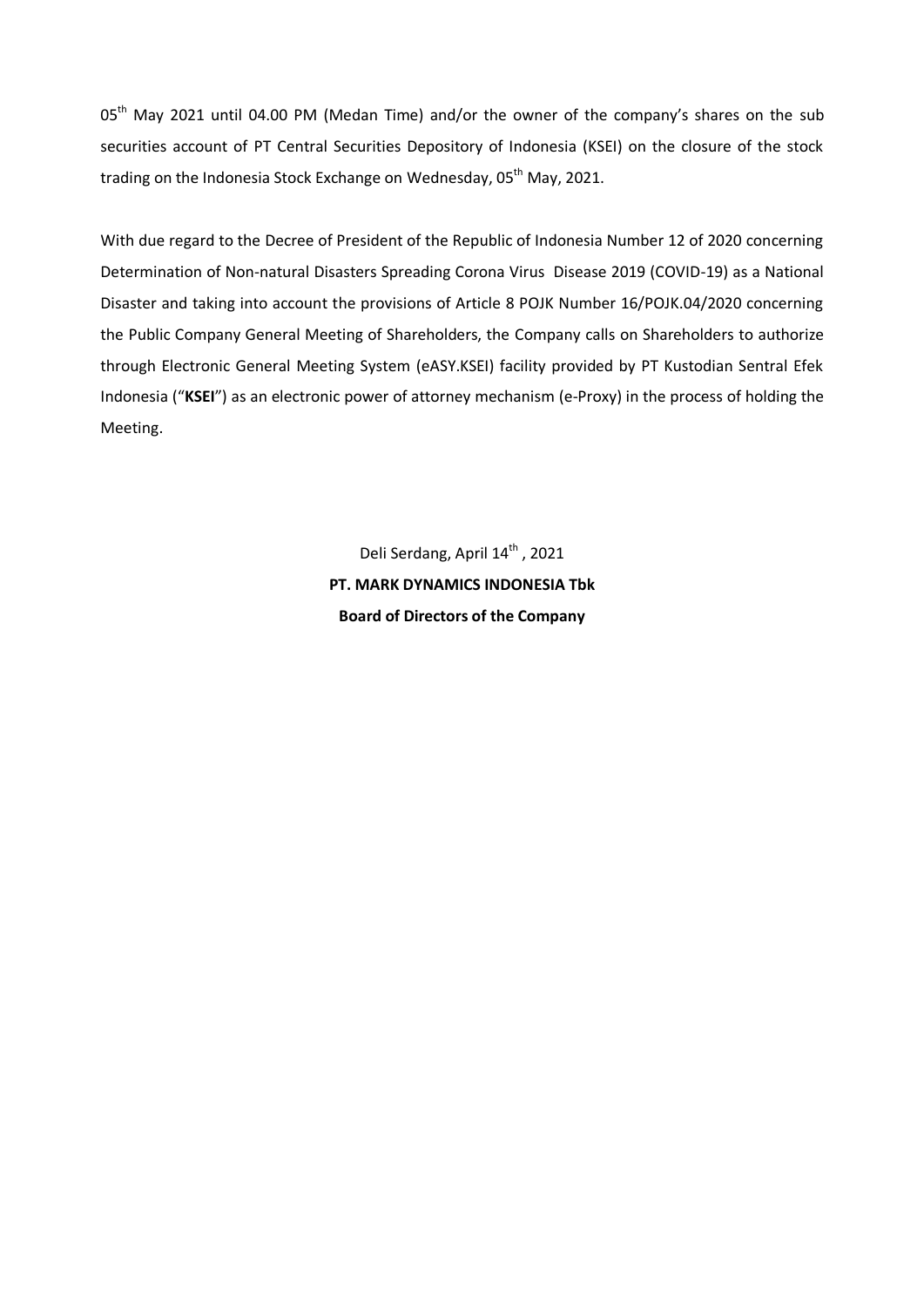05[th] May 2021 until 04.00 PM (Medan Time) and/or the owner of the company's shares on the sub securities account of PT Central Securities Depository of Indonesia (KSEI) on the closure of the stock trading on the Indonesia Stock Exchange on Wednesday, 05[th] May, 2021.

With due regard to the Decree of President of the Republic of Indonesia Number 12 of 2020 concerning Determination of Non-natural Disasters Spreading Corona Virus Disease 2019 (COVID-19) as a National Disaster and taking into account the provisions of Article 8 POJK Number 16/POJK.04/2020 concerning the Public Company General Meeting of Shareholders, the Company calls on Shareholders to authorize through Electronic General Meeting System (eASY.KSEI) facility provided by PT Kustodian Sentral Efek Indonesia ("**KSEI**") as an electronic power of attorney mechanism (e-Proxy) in the process of holding the Meeting.

Deli Serdang, April 14[th] , 2021

**PT. MARK DYNAMICS INDONESIA Tbk**

**Board of Directors of the Company**